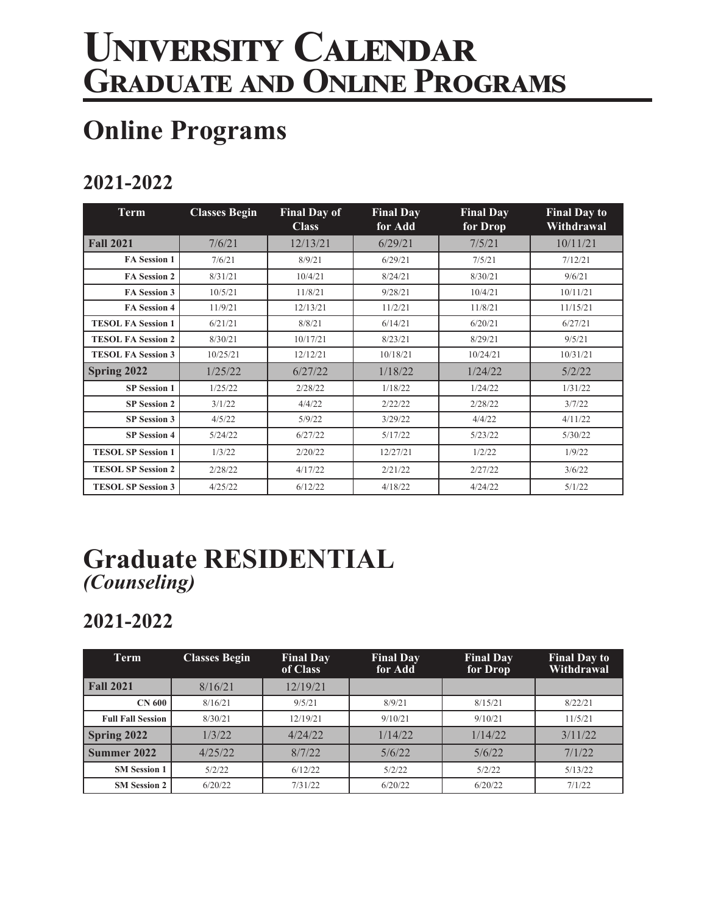# University Calendar
# Graduate and Online Programs

## Online Programs

### 2021-2022

| Term | Classes Begin | Final Day of Class | Final Day for Add | Final Day for Drop | Final Day to Withdrawal |
|---|---|---|---|---|---|
| **Fall 2021** | 7/6/21 | 12/13/21 | 6/29/21 | 7/5/21 | 10/11/21 |
| **FA Session 1** | 7/6/21 | 8/9/21 | 6/29/21 | 7/5/21 | 7/12/21 |
| **FA Session 2** | 8/31/21 | 10/4/21 | 8/24/21 | 8/30/21 | 9/6/21 |
| **FA Session 3** | 10/5/21 | 11/8/21 | 9/28/21 | 10/4/21 | 10/11/21 |
| **FA Session 4** | 11/9/21 | 12/13/21 | 11/2/21 | 11/8/21 | 11/15/21 |
| **TESOL FA Session 1** | 6/21/21 | 8/8/21 | 6/14/21 | 6/20/21 | 6/27/21 |
| **TESOL FA Session 2** | 8/30/21 | 10/17/21 | 8/23/21 | 8/29/21 | 9/5/21 |
| **TESOL FA Session 3** | 10/25/21 | 12/12/21 | 10/18/21 | 10/24/21 | 10/31/21 |
| **Spring 2022** | 1/25/22 | 6/27/22 | 1/18/22 | 1/24/22 | 5/2/22 |
| **SP Session 1** | 1/25/22 | 2/28/22 | 1/18/22 | 1/24/22 | 1/31/22 |
| **SP Session 2** | 3/1/22 | 4/4/22 | 2/22/22 | 2/28/22 | 3/7/22 |
| **SP Session 3** | 4/5/22 | 5/9/22 | 3/29/22 | 4/4/22 | 4/11/22 |
| **SP Session 4** | 5/24/22 | 6/27/22 | 5/17/22 | 5/23/22 | 5/30/22 |
| **TESOL SP Session 1** | 1/3/22 | 2/20/22 | 12/27/21 | 1/2/22 | 1/9/22 |
| **TESOL SP Session 2** | 2/28/22 | 4/17/22 | 2/21/22 | 2/27/22 | 3/6/22 |
| **TESOL SP Session 3** | 4/25/22 | 6/12/22 | 4/18/22 | 4/24/22 | 5/1/22 |

## Graduate RESIDENTIAL
*(Counseling)*

### 2021-2022

| Term | Classes Begin | Final Day of Class | Final Day for Add | Final Day for Drop | Final Day to Withdrawal |
|---|---|---|---|---|---|
| **Fall 2021** | 8/16/21 | 12/19/21 | | | |
| **CN 600** | 8/16/21 | 9/5/21 | 8/9/21 | 8/15/21 | 8/22/21 |
| **Full Fall Session** | 8/30/21 | 12/19/21 | 9/10/21 | 9/10/21 | 11/5/21 |
| **Spring 2022** | 1/3/22 | 4/24/22 | 1/14/22 | 1/14/22 | 3/11/22 |
| **Summer 2022** | 4/25/22 | 8/7/22 | 5/6/22 | 5/6/22 | 7/1/22 |
| **SM Session 1** | 5/2/22 | 6/12/22 | 5/2/22 | 5/2/22 | 5/13/22 |
| **SM Session 2** | 6/20/22 | 7/31/22 | 6/20/22 | 6/20/22 | 7/1/22 |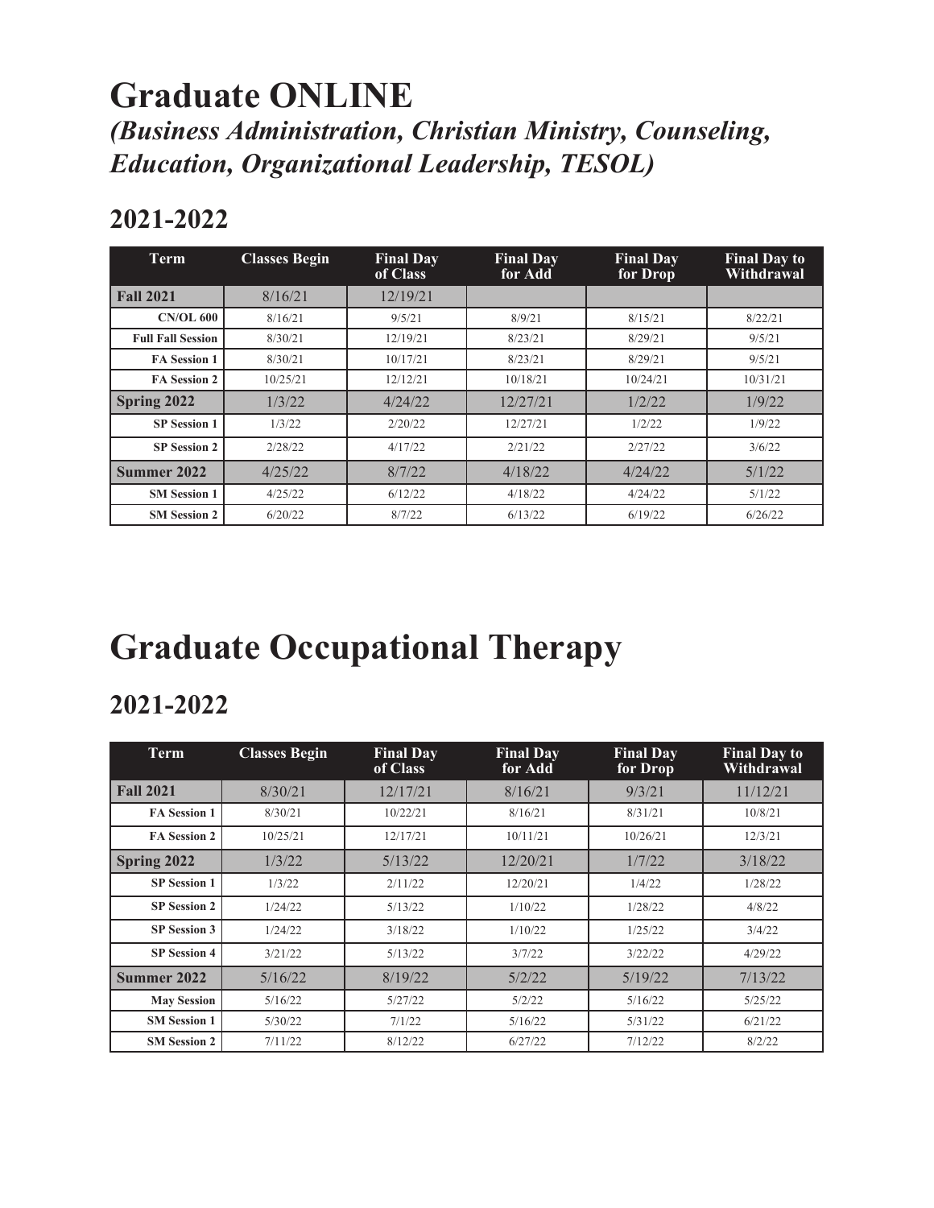# Graduate ONLINE

## *(Business Administration, Christian Ministry, Counseling, Education, Organizational Leadership, TESOL)*

## 2021-2022

| Term | Classes Begin | Final Day of Class | Final Day for Add | Final Day for Drop | Final Day to Withdrawal |
|---|---|---|---|---|---|
| **Fall 2021** | 8/16/21 | 12/19/21 | | | |
| **CN/OL 600** | 8/16/21 | 9/5/21 | 8/9/21 | 8/15/21 | 8/22/21 |
| **Full Fall Session** | 8/30/21 | 12/19/21 | 8/23/21 | 8/29/21 | 9/5/21 |
| **FA Session 1** | 8/30/21 | 10/17/21 | 8/23/21 | 8/29/21 | 9/5/21 |
| **FA Session 2** | 10/25/21 | 12/12/21 | 10/18/21 | 10/24/21 | 10/31/21 |
| **Spring 2022** | 1/3/22 | 4/24/22 | 12/27/21 | 1/2/22 | 1/9/22 |
| **SP Session 1** | 1/3/22 | 2/20/22 | 12/27/21 | 1/2/22 | 1/9/22 |
| **SP Session 2** | 2/28/22 | 4/17/22 | 2/21/22 | 2/27/22 | 3/6/22 |
| **Summer 2022** | 4/25/22 | 8/7/22 | 4/18/22 | 4/24/22 | 5/1/22 |
| **SM Session 1** | 4/25/22 | 6/12/22 | 4/18/22 | 4/24/22 | 5/1/22 |
| **SM Session 2** | 6/20/22 | 8/7/22 | 6/13/22 | 6/19/22 | 6/26/22 |

# Graduate Occupational Therapy

## 2021-2022

| Term | Classes Begin | Final Day of Class | Final Day for Add | Final Day for Drop | Final Day to Withdrawal |
|---|---|---|---|---|---|
| **Fall 2021** | 8/30/21 | 12/17/21 | 8/16/21 | 9/3/21 | 11/12/21 |
| **FA Session 1** | 8/30/21 | 10/22/21 | 8/16/21 | 8/31/21 | 10/8/21 |
| **FA Session 2** | 10/25/21 | 12/17/21 | 10/11/21 | 10/26/21 | 12/3/21 |
| **Spring 2022** | 1/3/22 | 5/13/22 | 12/20/21 | 1/7/22 | 3/18/22 |
| **SP Session 1** | 1/3/22 | 2/11/22 | 12/20/21 | 1/4/22 | 1/28/22 |
| **SP Session 2** | 1/24/22 | 5/13/22 | 1/10/22 | 1/28/22 | 4/8/22 |
| **SP Session 3** | 1/24/22 | 3/18/22 | 1/10/22 | 1/25/22 | 3/4/22 |
| **SP Session 4** | 3/21/22 | 5/13/22 | 3/7/22 | 3/22/22 | 4/29/22 |
| **Summer 2022** | 5/16/22 | 8/19/22 | 5/2/22 | 5/19/22 | 7/13/22 |
| **May Session** | 5/16/22 | 5/27/22 | 5/2/22 | 5/16/22 | 5/25/22 |
| **SM Session 1** | 5/30/22 | 7/1/22 | 5/16/22 | 5/31/22 | 6/21/22 |
| **SM Session 2** | 7/11/22 | 8/12/22 | 6/27/22 | 7/12/22 | 8/2/22 |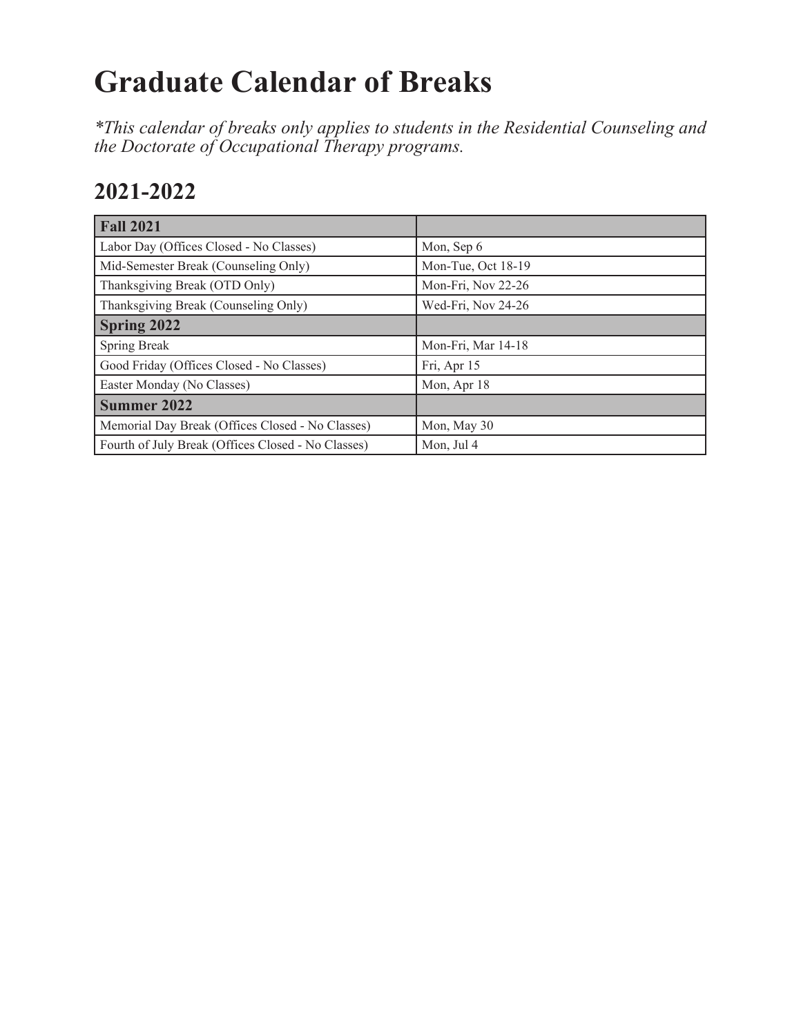# Graduate Calendar of Breaks

*\*This calendar of breaks only applies to students in the Residential Counseling and the Doctorate of Occupational Therapy programs.*

## 2021-2022

| **Fall 2021** | |
|---|---|
| Labor Day (Offices Closed - No Classes) | Mon, Sep 6 |
| Mid-Semester Break (Counseling Only) | Mon-Tue, Oct 18-19 |
| Thanksgiving Break (OTD Only) | Mon-Fri, Nov 22-26 |
| Thanksgiving Break (Counseling Only) | Wed-Fri, Nov 24-26 |
| **Spring 2022** | |
| Spring Break | Mon-Fri, Mar 14-18 |
| Good Friday (Offices Closed - No Classes) | Fri, Apr 15 |
| Easter Monday (No Classes) | Mon, Apr 18 |
| **Summer 2022** | |
| Memorial Day Break (Offices Closed - No Classes) | Mon, May 30 |
| Fourth of July Break (Offices Closed - No Classes) | Mon, Jul 4 |